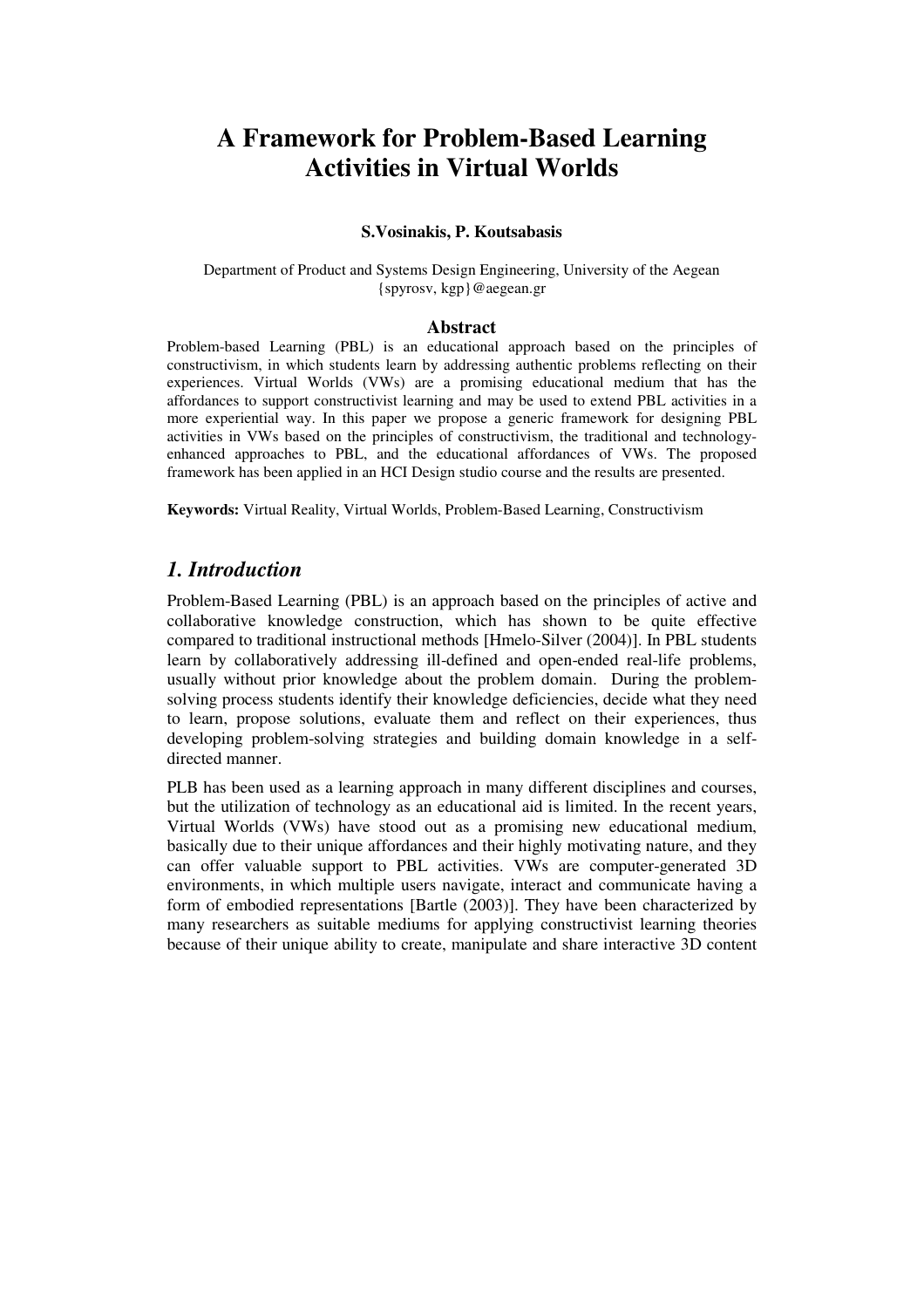# A Framework for Problem-Based Learning Activities in Virtual Worlds

**S.Vosinakis, P. Koutsabasis**

Department of Product and Systems Design Engineering, University of the Aegean
{spyrosv, kgp}@aegean.gr

## Abstract

Problem-based Learning (PBL) is an educational approach based on the principles of constructivism, in which students learn by addressing authentic problems reflecting on their experiences. Virtual Worlds (VWs) are a promising educational medium that has the affordances to support constructivist learning and may be used to extend PBL activities in a more experiential way. In this paper we propose a generic framework for designing PBL activities in VWs based on the principles of constructivism, the traditional and technology-enhanced approaches to PBL, and the educational affordances of VWs. The proposed framework has been applied in an HCI Design studio course and the results are presented.

**Keywords:** Virtual Reality, Virtual Worlds, Problem-Based Learning, Constructivism

## *1. Introduction*

Problem-Based Learning (PBL) is an approach based on the principles of active and collaborative knowledge construction, which has shown to be quite effective compared to traditional instructional methods [Hmelo-Silver (2004)]. In PBL students learn by collaboratively addressing ill-defined and open-ended real-life problems, usually without prior knowledge about the problem domain. During the problem-solving process students identify their knowledge deficiencies, decide what they need to learn, propose solutions, evaluate them and reflect on their experiences, thus developing problem-solving strategies and building domain knowledge in a self-directed manner.

PLB has been used as a learning approach in many different disciplines and courses, but the utilization of technology as an educational aid is limited. In the recent years, Virtual Worlds (VWs) have stood out as a promising new educational medium, basically due to their unique affordances and their highly motivating nature, and they can offer valuable support to PBL activities. VWs are computer-generated 3D environments, in which multiple users navigate, interact and communicate having a form of embodied representations [Bartle (2003)]. They have been characterized by many researchers as suitable mediums for applying constructivist learning theories because of their unique ability to create, manipulate and share interactive 3D content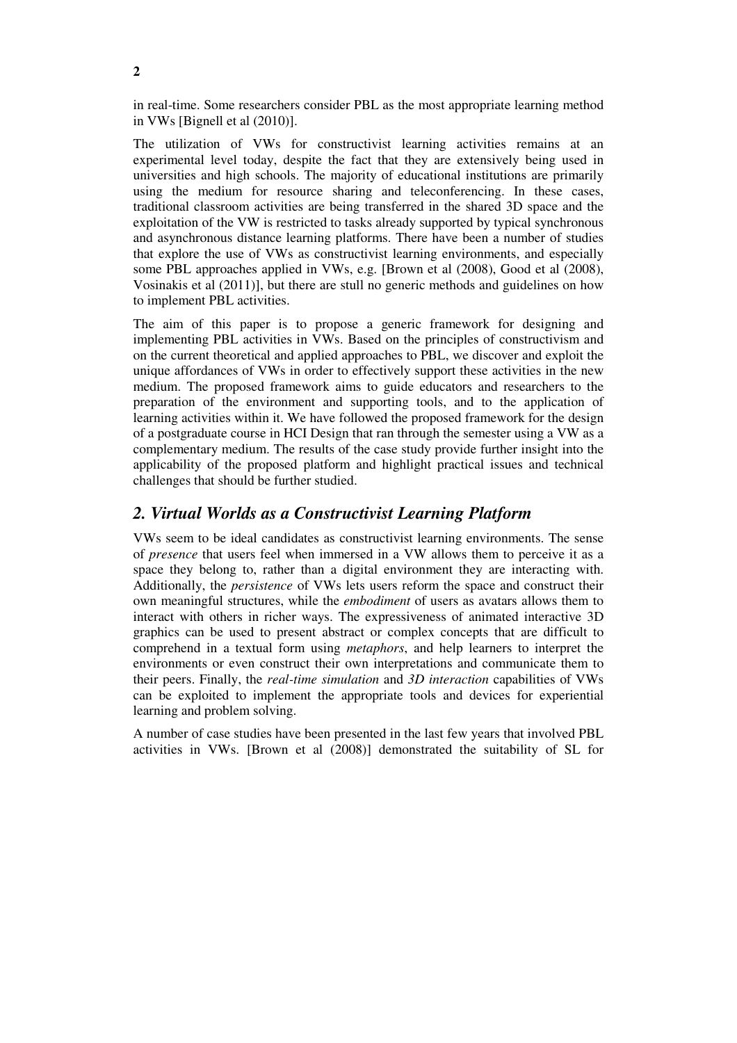in real-time. Some researchers consider PBL as the most appropriate learning method in VWs [Bignell et al (2010)].

The utilization of VWs for constructivist learning activities remains at an experimental level today, despite the fact that they are extensively being used in universities and high schools. The majority of educational institutions are primarily using the medium for resource sharing and teleconferencing. In these cases, traditional classroom activities are being transferred in the shared 3D space and the exploitation of the VW is restricted to tasks already supported by typical synchronous and asynchronous distance learning platforms. There have been a number of studies that explore the use of VWs as constructivist learning environments, and especially some PBL approaches applied in VWs, e.g. [Brown et al (2008), Good et al (2008), Vosinakis et al (2011)], but there are stull no generic methods and guidelines on how to implement PBL activities.

The aim of this paper is to propose a generic framework for designing and implementing PBL activities in VWs. Based on the principles of constructivism and on the current theoretical and applied approaches to PBL, we discover and exploit the unique affordances of VWs in order to effectively support these activities in the new medium. The proposed framework aims to guide educators and researchers to the preparation of the environment and supporting tools, and to the application of learning activities within it. We have followed the proposed framework for the design of a postgraduate course in HCI Design that ran through the semester using a VW as a complementary medium. The results of the case study provide further insight into the applicability of the proposed platform and highlight practical issues and technical challenges that should be further studied.

## *2. Virtual Worlds as a Constructivist Learning Platform*

VWs seem to be ideal candidates as constructivist learning environments. The sense of *presence* that users feel when immersed in a VW allows them to perceive it as a space they belong to, rather than a digital environment they are interacting with. Additionally, the *persistence* of VWs lets users reform the space and construct their own meaningful structures, while the *embodiment* of users as avatars allows them to interact with others in richer ways. The expressiveness of animated interactive 3D graphics can be used to present abstract or complex concepts that are difficult to comprehend in a textual form using *metaphors*, and help learners to interpret the environments or even construct their own interpretations and communicate them to their peers. Finally, the *real-time simulation* and *3D interaction* capabilities of VWs can be exploited to implement the appropriate tools and devices for experiential learning and problem solving.

A number of case studies have been presented in the last few years that involved PBL activities in VWs. [Brown et al (2008)] demonstrated the suitability of SL for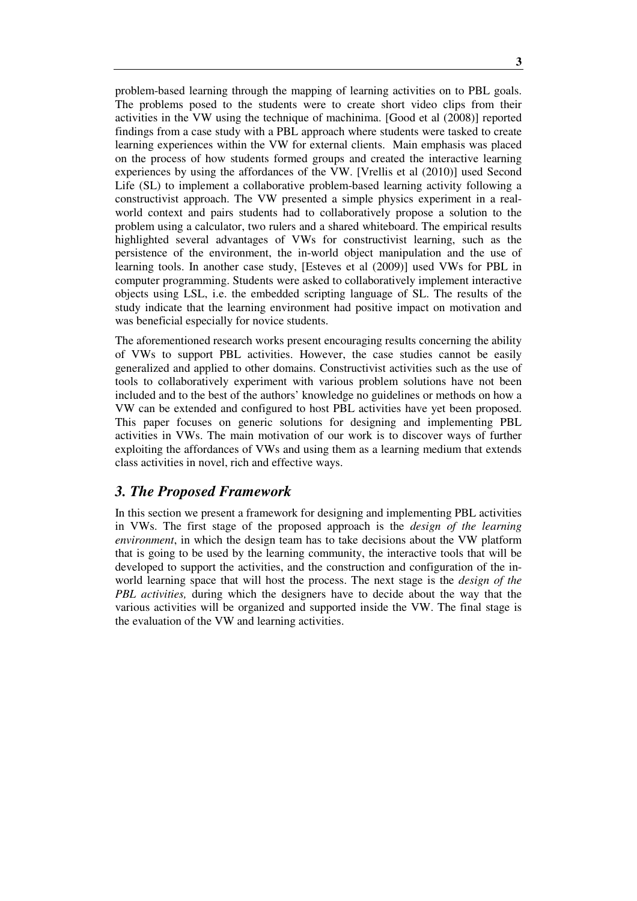problem-based learning through the mapping of learning activities on to PBL goals. The problems posed to the students were to create short video clips from their activities in the VW using the technique of machinima. [Good et al (2008)] reported findings from a case study with a PBL approach where students were tasked to create learning experiences within the VW for external clients. Main emphasis was placed on the process of how students formed groups and created the interactive learning experiences by using the affordances of the VW. [Vrellis et al (2010)] used Second Life (SL) to implement a collaborative problem-based learning activity following a constructivist approach. The VW presented a simple physics experiment in a real-world context and pairs students had to collaboratively propose a solution to the problem using a calculator, two rulers and a shared whiteboard. The empirical results highlighted several advantages of VWs for constructivist learning, such as the persistence of the environment, the in-world object manipulation and the use of learning tools. In another case study, [Esteves et al (2009)] used VWs for PBL in computer programming. Students were asked to collaboratively implement interactive objects using LSL, i.e. the embedded scripting language of SL. The results of the study indicate that the learning environment had positive impact on motivation and was beneficial especially for novice students.

The aforementioned research works present encouraging results concerning the ability of VWs to support PBL activities. However, the case studies cannot be easily generalized and applied to other domains. Constructivist activities such as the use of tools to collaboratively experiment with various problem solutions have not been included and to the best of the authors' knowledge no guidelines or methods on how a VW can be extended and configured to host PBL activities have yet been proposed. This paper focuses on generic solutions for designing and implementing PBL activities in VWs. The main motivation of our work is to discover ways of further exploiting the affordances of VWs and using them as a learning medium that extends class activities in novel, rich and effective ways.

## 3. The Proposed Framework

In this section we present a framework for designing and implementing PBL activities in VWs. The first stage of the proposed approach is the *design of the learning environment*, in which the design team has to take decisions about the VW platform that is going to be used by the learning community, the interactive tools that will be developed to support the activities, and the construction and configuration of the in-world learning space that will host the process. The next stage is the *design of the PBL activities,* during which the designers have to decide about the way that the various activities will be organized and supported inside the VW. The final stage is the evaluation of the VW and learning activities.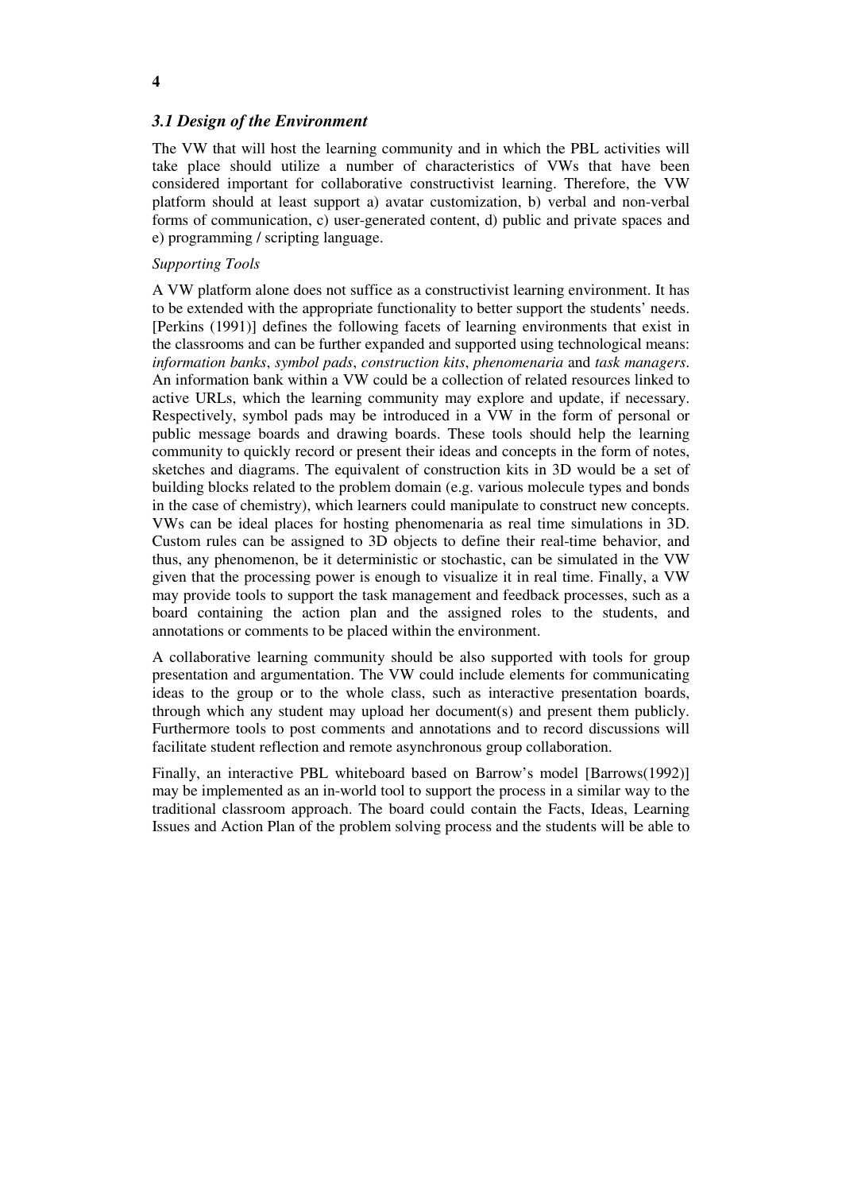### *3.1 Design of the Environment*

The VW that will host the learning community and in which the PBL activities will take place should utilize a number of characteristics of VWs that have been considered important for collaborative constructivist learning. Therefore, the VW platform should at least support a) avatar customization, b) verbal and non-verbal forms of communication, c) user-generated content, d) public and private spaces and e) programming / scripting language.

*Supporting Tools*

A VW platform alone does not suffice as a constructivist learning environment. It has to be extended with the appropriate functionality to better support the students' needs. [Perkins (1991)] defines the following facets of learning environments that exist in the classrooms and can be further expanded and supported using technological means: *information banks*, *symbol pads*, *construction kits*, *phenomenaria* and *task managers*. An information bank within a VW could be a collection of related resources linked to active URLs, which the learning community may explore and update, if necessary. Respectively, symbol pads may be introduced in a VW in the form of personal or public message boards and drawing boards. These tools should help the learning community to quickly record or present their ideas and concepts in the form of notes, sketches and diagrams. The equivalent of construction kits in 3D would be a set of building blocks related to the problem domain (e.g. various molecule types and bonds in the case of chemistry), which learners could manipulate to construct new concepts. VWs can be ideal places for hosting phenomenaria as real time simulations in 3D. Custom rules can be assigned to 3D objects to define their real-time behavior, and thus, any phenomenon, be it deterministic or stochastic, can be simulated in the VW given that the processing power is enough to visualize it in real time. Finally, a VW may provide tools to support the task management and feedback processes, such as a board containing the action plan and the assigned roles to the students, and annotations or comments to be placed within the environment.

A collaborative learning community should be also supported with tools for group presentation and argumentation. The VW could include elements for communicating ideas to the group or to the whole class, such as interactive presentation boards, through which any student may upload her document(s) and present them publicly. Furthermore tools to post comments and annotations and to record discussions will facilitate student reflection and remote asynchronous group collaboration.

Finally, an interactive PBL whiteboard based on Barrow's model [Barrows(1992)] may be implemented as an in-world tool to support the process in a similar way to the traditional classroom approach. The board could contain the Facts, Ideas, Learning Issues and Action Plan of the problem solving process and the students will be able to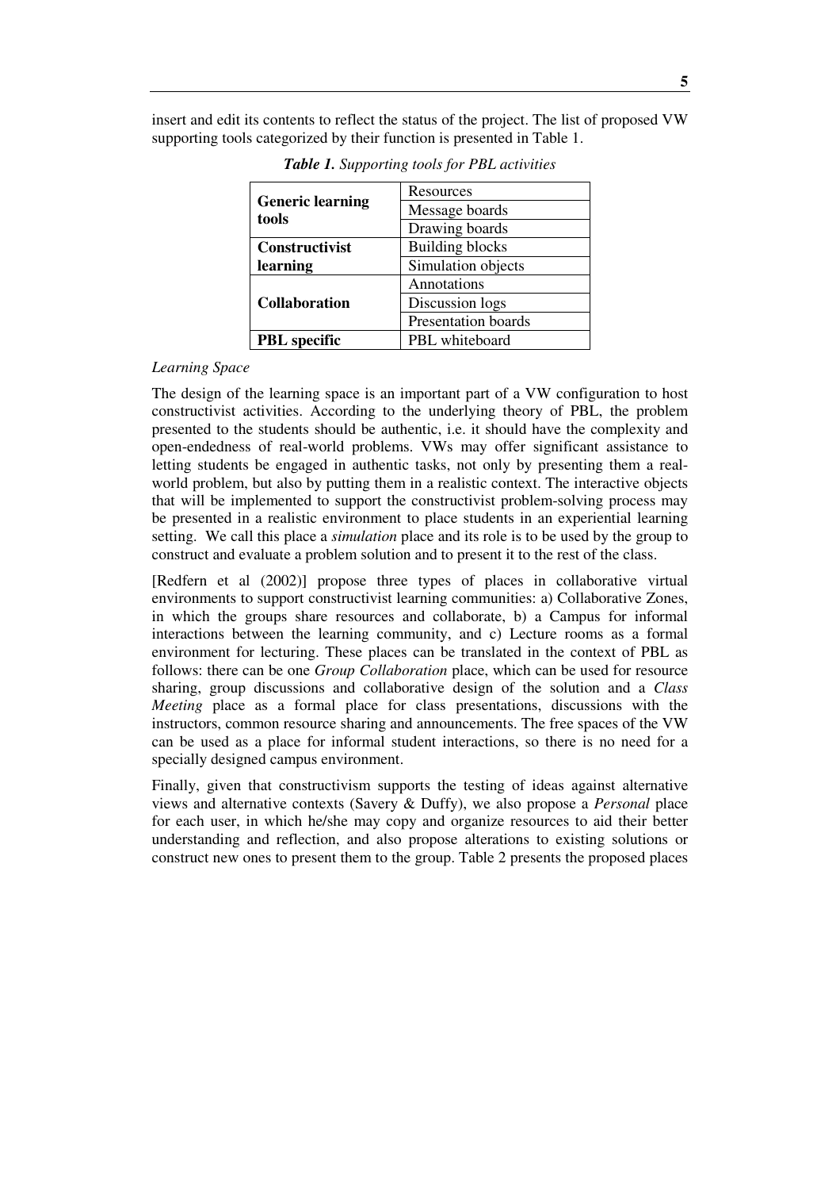insert and edit its contents to reflect the status of the project. The list of proposed VW supporting tools categorized by their function is presented in Table 1.

***Table 1.*** *Supporting tools for PBL activities*

| | |
|---|---|
| **Generic learning tools** | Resources |
| | Message boards |
| | Drawing boards |
| **Constructivist learning** | Building blocks |
| | Simulation objects |
| **Collaboration** | Annotations |
| | Discussion logs |
| | Presentation boards |
| **PBL specific** | PBL whiteboard |

*Learning Space*

The design of the learning space is an important part of a VW configuration to host constructivist activities. According to the underlying theory of PBL, the problem presented to the students should be authentic, i.e. it should have the complexity and open-endedness of real-world problems. VWs may offer significant assistance to letting students be engaged in authentic tasks, not only by presenting them a real-world problem, but also by putting them in a realistic context. The interactive objects that will be implemented to support the constructivist problem-solving process may be presented in a realistic environment to place students in an experiential learning setting. We call this place a *simulation* place and its role is to be used by the group to construct and evaluate a problem solution and to present it to the rest of the class.

[Redfern et al (2002)] propose three types of places in collaborative virtual environments to support constructivist learning communities: a) Collaborative Zones, in which the groups share resources and collaborate, b) a Campus for informal interactions between the learning community, and c) Lecture rooms as a formal environment for lecturing. These places can be translated in the context of PBL as follows: there can be one *Group Collaboration* place, which can be used for resource sharing, group discussions and collaborative design of the solution and a *Class Meeting* place as a formal place for class presentations, discussions with the instructors, common resource sharing and announcements. The free spaces of the VW can be used as a place for informal student interactions, so there is no need for a specially designed campus environment.

Finally, given that constructivism supports the testing of ideas against alternative views and alternative contexts (Savery & Duffy), we also propose a *Personal* place for each user, in which he/she may copy and organize resources to aid their better understanding and reflection, and also propose alterations to existing solutions or construct new ones to present them to the group. Table 2 presents the proposed places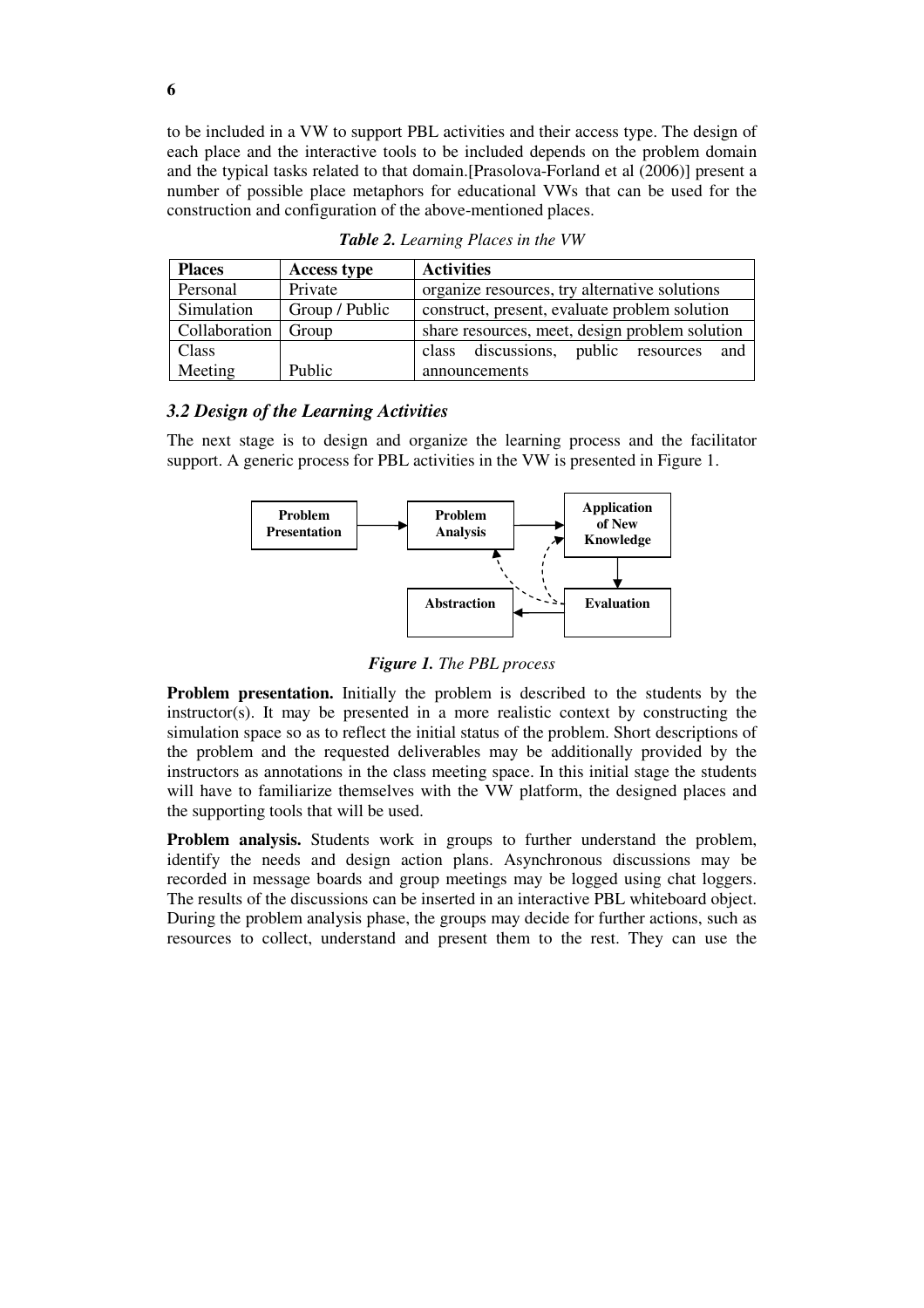to be included in a VW to support PBL activities and their access type. The design of each place and the interactive tools to be included depends on the problem domain and the typical tasks related to that domain.[Prasolova-Forland et al (2006)] present a number of possible place metaphors for educational VWs that can be used for the construction and configuration of the above-mentioned places.

***Table 2.*** *Learning Places in the VW*

| Places | Access type | Activities |
|---|---|---|
| Personal | Private | organize resources, try alternative solutions |
| Simulation | Group / Public | construct, present, evaluate problem solution |
| Collaboration | Group | share resources, meet, design problem solution |
| Class Meeting | Public | class discussions, public resources and announcements |

### *3.2 Design of the Learning Activities*

The next stage is to design and organize the learning process and the facilitator support. A generic process for PBL activities in the VW is presented in Figure 1.

***Figure 1.*** *The PBL process*

**Problem presentation.** Initially the problem is described to the students by the instructor(s). It may be presented in a more realistic context by constructing the simulation space so as to reflect the initial status of the problem. Short descriptions of the problem and the requested deliverables may be additionally provided by the instructors as annotations in the class meeting space. In this initial stage the students will have to familiarize themselves with the VW platform, the designed places and the supporting tools that will be used.

**Problem analysis.** Students work in groups to further understand the problem, identify the needs and design action plans. Asynchronous discussions may be recorded in message boards and group meetings may be logged using chat loggers. The results of the discussions can be inserted in an interactive PBL whiteboard object. During the problem analysis phase, the groups may decide for further actions, such as resources to collect, understand and present them to the rest. They can use the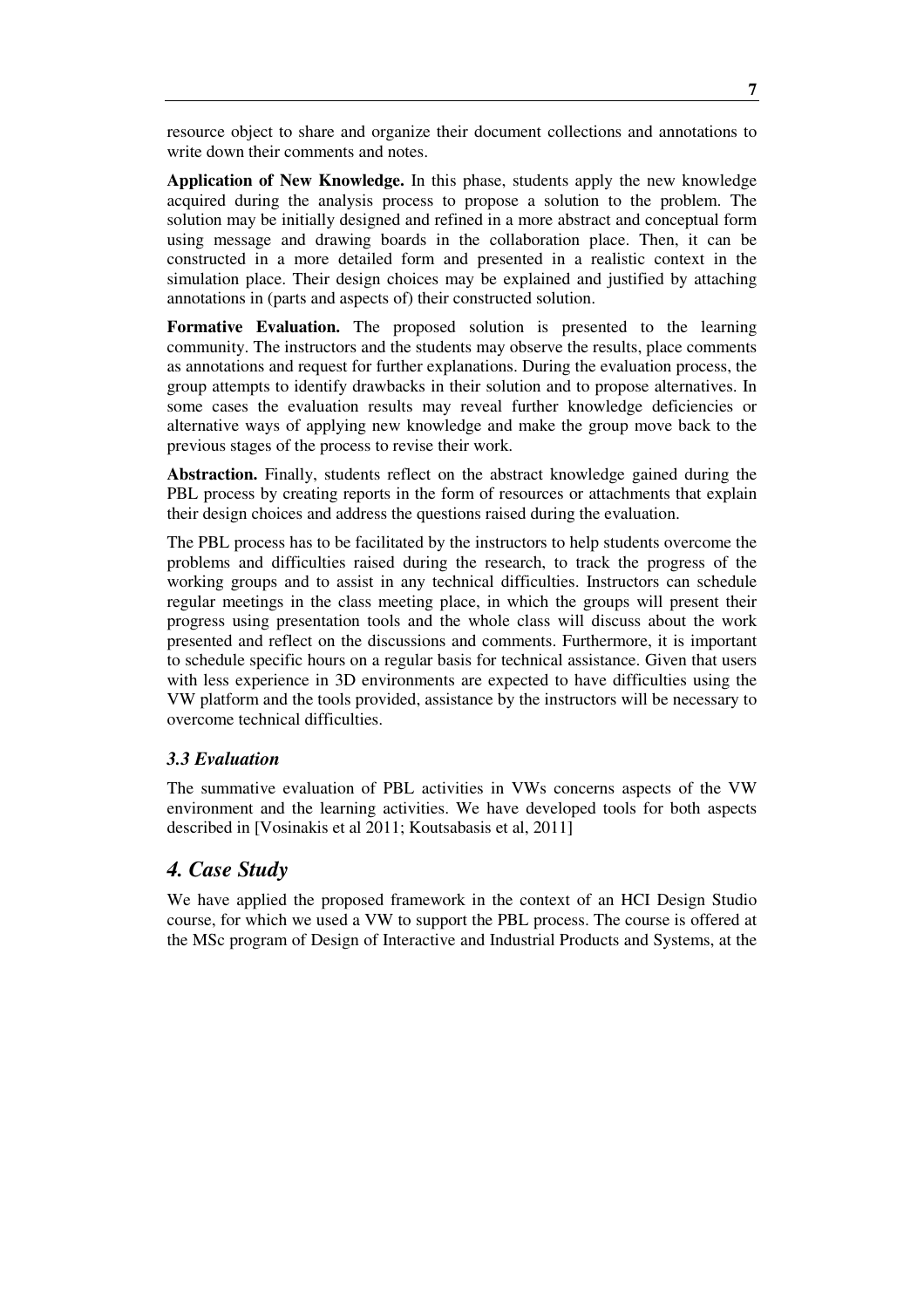resource object to share and organize their document collections and annotations to write down their comments and notes.

**Application of New Knowledge.** In this phase, students apply the new knowledge acquired during the analysis process to propose a solution to the problem. The solution may be initially designed and refined in a more abstract and conceptual form using message and drawing boards in the collaboration place. Then, it can be constructed in a more detailed form and presented in a realistic context in the simulation place. Their design choices may be explained and justified by attaching annotations in (parts and aspects of) their constructed solution.

**Formative Evaluation.** The proposed solution is presented to the learning community. The instructors and the students may observe the results, place comments as annotations and request for further explanations. During the evaluation process, the group attempts to identify drawbacks in their solution and to propose alternatives. In some cases the evaluation results may reveal further knowledge deficiencies or alternative ways of applying new knowledge and make the group move back to the previous stages of the process to revise their work.

**Abstraction.** Finally, students reflect on the abstract knowledge gained during the PBL process by creating reports in the form of resources or attachments that explain their design choices and address the questions raised during the evaluation.

The PBL process has to be facilitated by the instructors to help students overcome the problems and difficulties raised during the research, to track the progress of the working groups and to assist in any technical difficulties. Instructors can schedule regular meetings in the class meeting place, in which the groups will present their progress using presentation tools and the whole class will discuss about the work presented and reflect on the discussions and comments. Furthermore, it is important to schedule specific hours on a regular basis for technical assistance. Given that users with less experience in 3D environments are expected to have difficulties using the VW platform and the tools provided, assistance by the instructors will be necessary to overcome technical difficulties.

### *3.3 Evaluation*

The summative evaluation of PBL activities in VWs concerns aspects of the VW environment and the learning activities. We have developed tools for both aspects described in [Vosinakis et al 2011; Koutsabasis et al, 2011]

## *4. Case Study*

We have applied the proposed framework in the context of an HCI Design Studio course, for which we used a VW to support the PBL process. The course is offered at the MSc program of Design of Interactive and Industrial Products and Systems, at the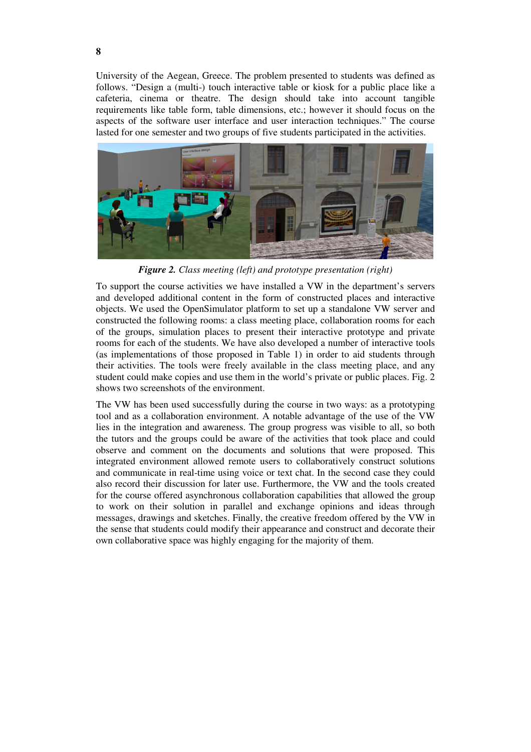University of the Aegean, Greece. The problem presented to students was defined as follows. “Design a (multi-) touch interactive table or kiosk for a public place like a cafeteria, cinema or theatre. The design should take into account tangible requirements like table form, table dimensions, etc.; however it should focus on the aspects of the software user interface and user interaction techniques.” The course lasted for one semester and two groups of five students participated in the activities.

***Figure 2.*** *Class meeting (left) and prototype presentation (right)*

To support the course activities we have installed a VW in the department’s servers and developed additional content in the form of constructed places and interactive objects. We used the OpenSimulator platform to set up a standalone VW server and constructed the following rooms: a class meeting place, collaboration rooms for each of the groups, simulation places to present their interactive prototype and private rooms for each of the students. We have also developed a number of interactive tools (as implementations of those proposed in Table 1) in order to aid students through their activities. The tools were freely available in the class meeting place, and any student could make copies and use them in the world’s private or public places. Fig. 2 shows two screenshots of the environment.

The VW has been used successfully during the course in two ways: as a prototyping tool and as a collaboration environment. A notable advantage of the use of the VW lies in the integration and awareness. The group progress was visible to all, so both the tutors and the groups could be aware of the activities that took place and could observe and comment on the documents and solutions that were proposed. This integrated environment allowed remote users to collaboratively construct solutions and communicate in real-time using voice or text chat. In the second case they could also record their discussion for later use. Furthermore, the VW and the tools created for the course offered asynchronous collaboration capabilities that allowed the group to work on their solution in parallel and exchange opinions and ideas through messages, drawings and sketches. Finally, the creative freedom offered by the VW in the sense that students could modify their appearance and construct and decorate their own collaborative space was highly engaging for the majority of them.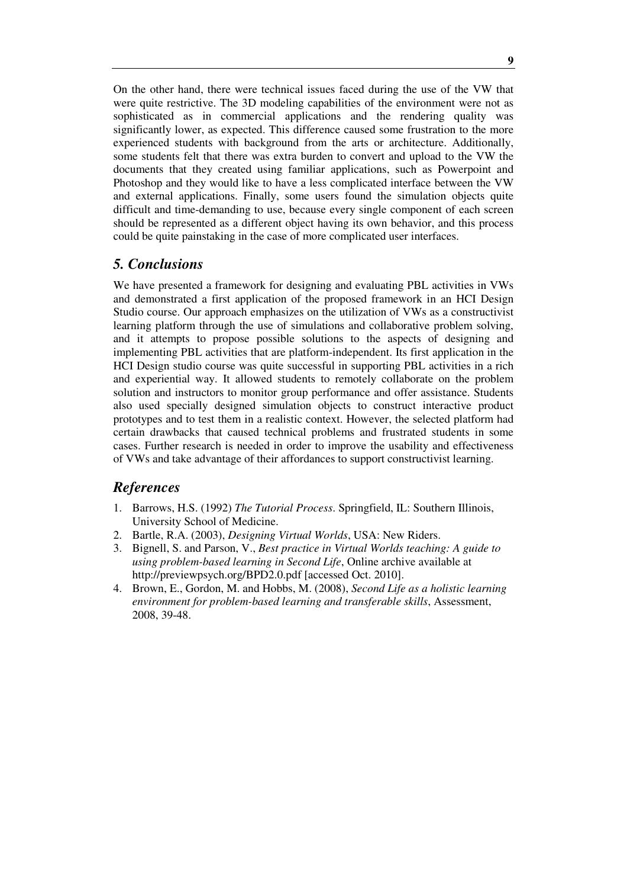On the other hand, there were technical issues faced during the use of the VW that were quite restrictive. The 3D modeling capabilities of the environment were not as sophisticated as in commercial applications and the rendering quality was significantly lower, as expected. This difference caused some frustration to the more experienced students with background from the arts or architecture. Additionally, some students felt that there was extra burden to convert and upload to the VW the documents that they created using familiar applications, such as Powerpoint and Photoshop and they would like to have a less complicated interface between the VW and external applications. Finally, some users found the simulation objects quite difficult and time-demanding to use, because every single component of each screen should be represented as a different object having its own behavior, and this process could be quite painstaking in the case of more complicated user interfaces.

## *5. Conclusions*

We have presented a framework for designing and evaluating PBL activities in VWs and demonstrated a first application of the proposed framework in an HCI Design Studio course. Our approach emphasizes on the utilization of VWs as a constructivist learning platform through the use of simulations and collaborative problem solving, and it attempts to propose possible solutions to the aspects of designing and implementing PBL activities that are platform-independent. Its first application in the HCI Design studio course was quite successful in supporting PBL activities in a rich and experiential way. It allowed students to remotely collaborate on the problem solution and instructors to monitor group performance and offer assistance. Students also used specially designed simulation objects to construct interactive product prototypes and to test them in a realistic context. However, the selected platform had certain drawbacks that caused technical problems and frustrated students in some cases. Further research is needed in order to improve the usability and effectiveness of VWs and take advantage of their affordances to support constructivist learning.

## *References*

1. Barrows, H.S. (1992) *The Tutorial Process*. Springfield, IL: Southern Illinois, University School of Medicine.
2. Bartle, R.A. (2003), *Designing Virtual Worlds*, USA: New Riders.
3. Bignell, S. and Parson, V., *Best practice in Virtual Worlds teaching: A guide to using problem-based learning in Second Life*, Online archive available at http://previewpsych.org/BPD2.0.pdf [accessed Oct. 2010].
4. Brown, E., Gordon, M. and Hobbs, M. (2008), *Second Life as a holistic learning environment for problem-based learning and transferable skills*, Assessment, 2008, 39-48.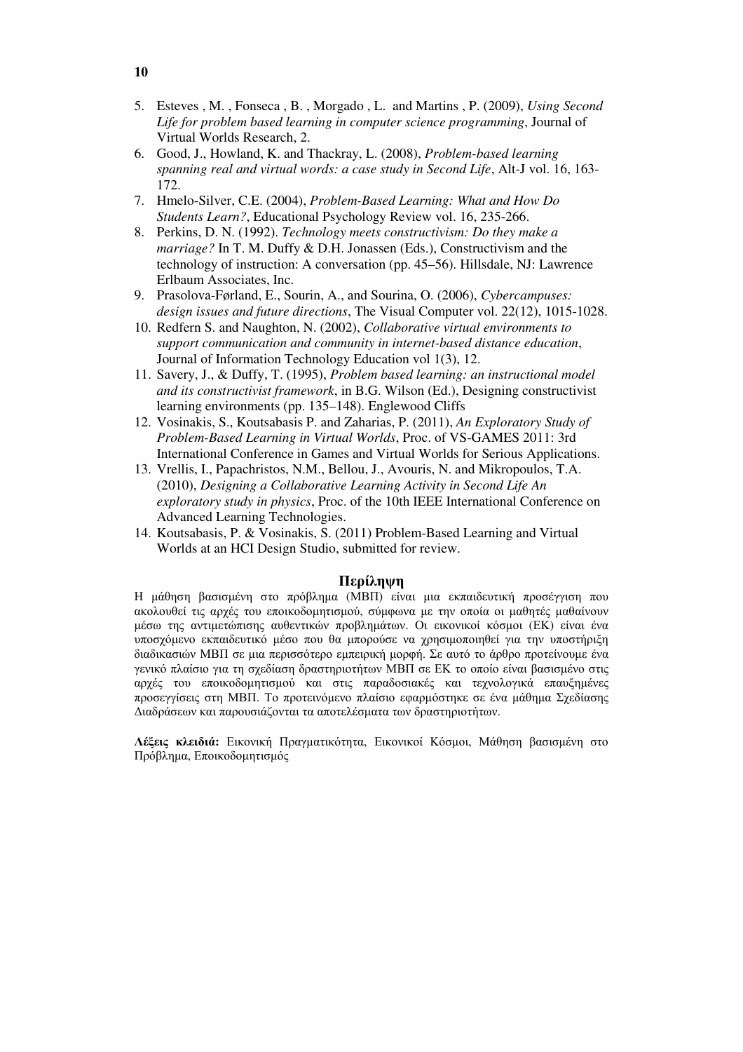5. Esteves , M. , Fonseca , B. , Morgado , L. and Martins , P. (2009), *Using Second Life for problem based learning in computer science programming*, Journal of Virtual Worlds Research, 2.
6. Good, J., Howland, K. and Thackray, L. (2008), *Problem-based learning spanning real and virtual words: a case study in Second Life*, Alt-J vol. 16, 163-172.
7. Hmelo-Silver, C.E. (2004), *Problem-Based Learning: What and How Do Students Learn?*, Educational Psychology Review vol. 16, 235-266.
8. Perkins, D. N. (1992). *Technology meets constructivism: Do they make a marriage?* In T. M. Duffy & D.H. Jonassen (Eds.), Constructivism and the technology of instruction: A conversation (pp. 45–56). Hillsdale, NJ: Lawrence Erlbaum Associates, Inc.
9. Prasolova-Førland, E., Sourin, A., and Sourina, O. (2006), *Cybercampuses: design issues and future directions*, The Visual Computer vol. 22(12), 1015-1028.
10. Redfern S. and Naughton, N. (2002), *Collaborative virtual environments to support communication and community in internet-based distance education*, Journal of Information Technology Education vol 1(3), 12.
11. Savery, J., & Duffy, T. (1995), *Problem based learning: an instructional model and its constructivist framework*, in B.G. Wilson (Ed.), Designing constructivist learning environments (pp. 135–148). Englewood Cliffs
12. Vosinakis, S., Koutsabasis P. and Zaharias, P. (2011), *An Exploratory Study of Problem-Based Learning in Virtual Worlds*, Proc. of VS-GAMES 2011: 3rd International Conference in Games and Virtual Worlds for Serious Applications.
13. Vrellis, I., Papachristos, N.M., Bellou, J., Avouris, N. and Mikropoulos, T.A. (2010), *Designing a Collaborative Learning Activity in Second Life An exploratory study in physics*, Proc. of the 10th IEEE International Conference on Advanced Learning Technologies.
14. Koutsabasis, P. & Vosinakis, S. (2011) Problem-Based Learning and Virtual Worlds at an HCI Design Studio, submitted for review.

## Περίληψη

Η μάθηση βασισμένη στο πρόβλημα (ΜΒΠ) είναι μια εκπαιδευτική προσέγγιση που ακολουθεί τις αρχές του εποικοδομητισμού, σύμφωνα με την οποία οι μαθητές μαθαίνουν μέσω της αντιμετώπισης αυθεντικών προβλημάτων. Οι εικονικοί κόσμοι (ΕΚ) είναι ένα υποσχόμενο εκπαιδευτικό μέσο που θα μπορούσε να χρησιμοποιηθεί για την υποστήριξη διαδικασιών ΜΒΠ σε μια περισσότερο εμπειρική μορφή. Σε αυτό το άρθρο προτείνουμε ένα γενικό πλαίσιο για τη σχεδίαση δραστηριοτήτων ΜΒΠ σε ΕΚ το οποίο είναι βασισμένο στις αρχές του εποικοδομητισμού και στις παραδοσιακές και τεχνολογικά επαυξημένες προσεγγίσεις στη ΜΒΠ. Το προτεινόμενο πλαίσιο εφαρμόστηκε σε ένα μάθημα Σχεδίασης Διαδράσεων και παρουσιάζονται τα αποτελέσματα των δραστηριοτήτων.

**Λέξεις κλειδιά:** Εικονική Πραγματικότητα, Εικονικοί Κόσμοι, Μάθηση βασισμένη στο Πρόβλημα, Εποικοδομητισμός